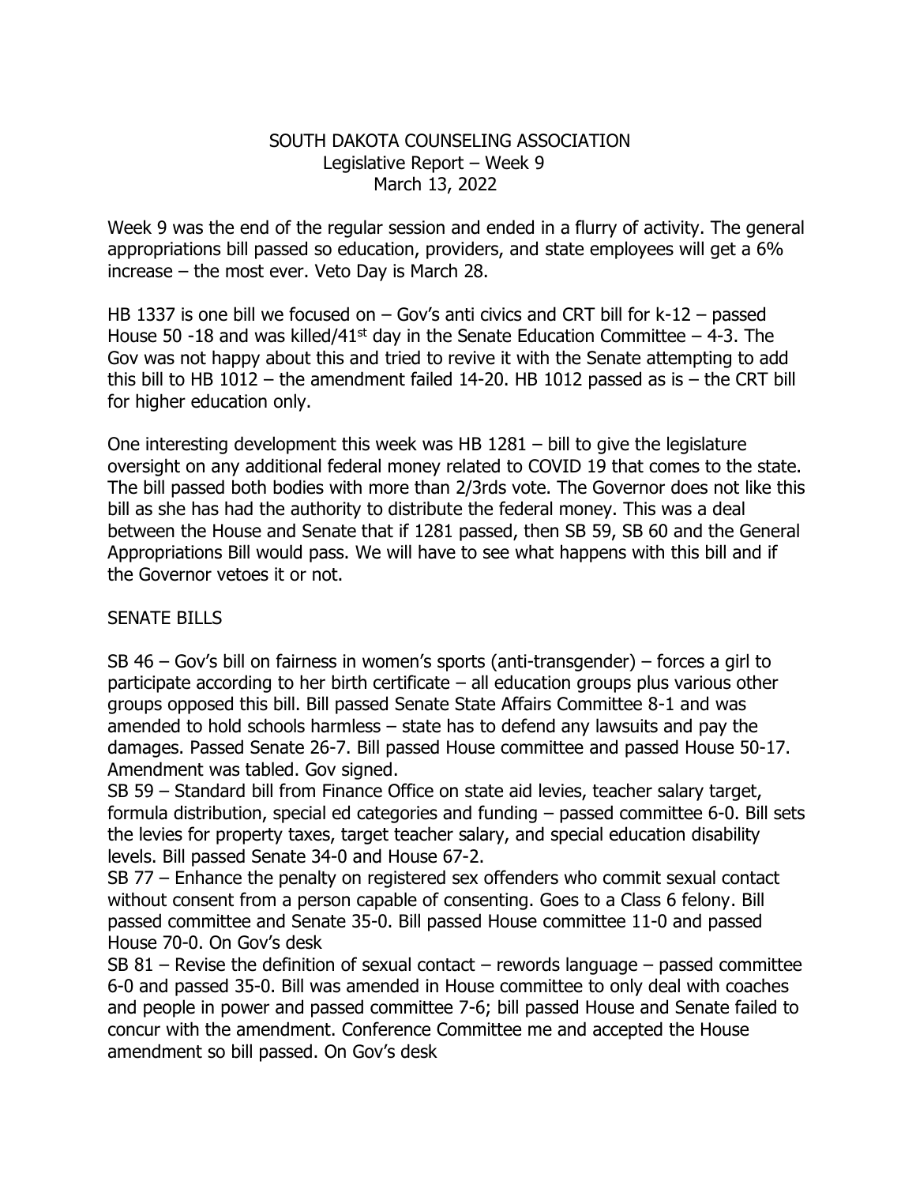# SOUTH DAKOTA COUNSELING ASSOCIATION

Legislative Report – Week 9

March 13, 2022

Week 9 was the end of the regular session and ended in a flurry of activity. The general appropriations bill passed so education, providers, and state employees will get a 6% increase – the most ever. Veto Day is March 28.

HB 1337 is one bill we focused on – Gov's anti civics and CRT bill for k-12 – passed House 50 -18 and was killed/41st day in the Senate Education Committee – 4-3. The Gov was not happy about this and tried to revive it with the Senate attempting to add this bill to HB 1012 – the amendment failed 14-20. HB 1012 passed as is – the CRT bill for higher education only.

One interesting development this week was HB 1281 – bill to give the legislature oversight on any additional federal money related to COVID 19 that comes to the state. The bill passed both bodies with more than 2/3rds vote. The Governor does not like this bill as she has had the authority to distribute the federal money. This was a deal between the House and Senate that if 1281 passed, then SB 59, SB 60 and the General Appropriations Bill would pass. We will have to see what happens with this bill and if the Governor vetoes it or not.

## SENATE BILLS

SB 46 – Gov's bill on fairness in women's sports (anti-transgender) – forces a girl to participate according to her birth certificate – all education groups plus various other groups opposed this bill. Bill passed Senate State Affairs Committee 8-1 and was amended to hold schools harmless – state has to defend any lawsuits and pay the damages. Passed Senate 26-7. Bill passed House committee and passed House 50-17. Amendment was tabled. Gov signed.

SB 59 – Standard bill from Finance Office on state aid levies, teacher salary target, formula distribution, special ed categories and funding – passed committee 6-0. Bill sets the levies for property taxes, target teacher salary, and special education disability levels. Bill passed Senate 34-0 and House 67-2.

SB 77 – Enhance the penalty on registered sex offenders who commit sexual contact without consent from a person capable of consenting. Goes to a Class 6 felony. Bill passed committee and Senate 35-0. Bill passed House committee 11-0 and passed House 70-0. On Gov's desk

SB 81 – Revise the definition of sexual contact – rewords language – passed committee 6-0 and passed 35-0. Bill was amended in House committee to only deal with coaches and people in power and passed committee 7-6; bill passed House and Senate failed to concur with the amendment. Conference Committee me and accepted the House amendment so bill passed. On Gov's desk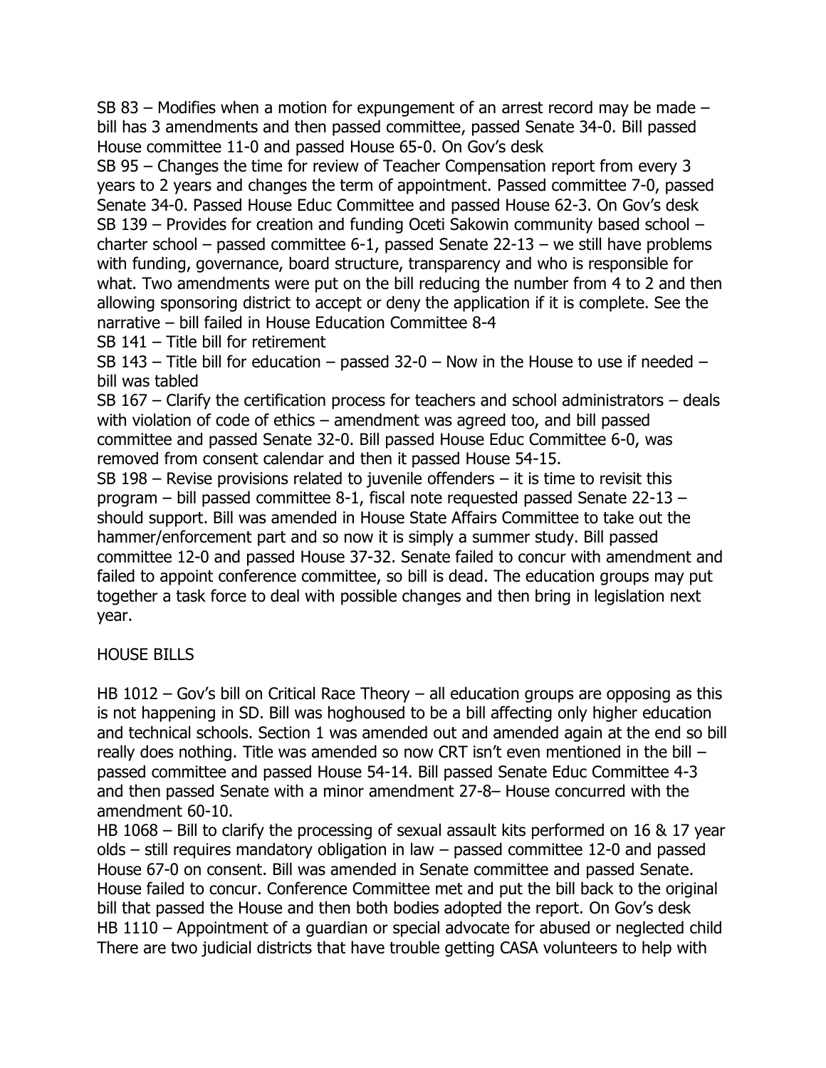SB 83 – Modifies when a motion for expungement of an arrest record may be made – bill has 3 amendments and then passed committee, passed Senate 34-0. Bill passed House committee 11-0 and passed House 65-0. On Gov's desk

SB 95 – Changes the time for review of Teacher Compensation report from every 3 years to 2 years and changes the term of appointment. Passed committee 7-0, passed Senate 34-0. Passed House Educ Committee and passed House 62-3. On Gov's desk

SB 139 – Provides for creation and funding Oceti Sakowin community based school – charter school – passed committee 6-1, passed Senate 22-13 – we still have problems with funding, governance, board structure, transparency and who is responsible for what. Two amendments were put on the bill reducing the number from 4 to 2 and then allowing sponsoring district to accept or deny the application if it is complete. See the narrative – bill failed in House Education Committee 8-4

SB 141 – Title bill for retirement

SB 143 – Title bill for education – passed 32-0 – Now in the House to use if needed – bill was tabled

SB 167 – Clarify the certification process for teachers and school administrators – deals with violation of code of ethics – amendment was agreed too, and bill passed committee and passed Senate 32-0. Bill passed House Educ Committee 6-0, was removed from consent calendar and then it passed House 54-15.

SB 198 – Revise provisions related to juvenile offenders – it is time to revisit this program – bill passed committee 8-1, fiscal note requested passed Senate 22-13 – should support. Bill was amended in House State Affairs Committee to take out the hammer/enforcement part and so now it is simply a summer study. Bill passed committee 12-0 and passed House 37-32. Senate failed to concur with amendment and failed to appoint conference committee, so bill is dead. The education groups may put together a task force to deal with possible changes and then bring in legislation next year.

HOUSE BILLS

HB 1012 – Gov's bill on Critical Race Theory – all education groups are opposing as this is not happening in SD. Bill was hoghoused to be a bill affecting only higher education and technical schools. Section 1 was amended out and amended again at the end so bill really does nothing. Title was amended so now CRT isn't even mentioned in the bill – passed committee and passed House 54-14. Bill passed Senate Educ Committee 4-3 and then passed Senate with a minor amendment 27-8– House concurred with the amendment 60-10.

HB 1068 – Bill to clarify the processing of sexual assault kits performed on 16 & 17 year olds – still requires mandatory obligation in law – passed committee 12-0 and passed House 67-0 on consent. Bill was amended in Senate committee and passed Senate. House failed to concur. Conference Committee met and put the bill back to the original bill that passed the House and then both bodies adopted the report. On Gov's desk

HB 1110 – Appointment of a guardian or special advocate for abused or neglected child There are two judicial districts that have trouble getting CASA volunteers to help with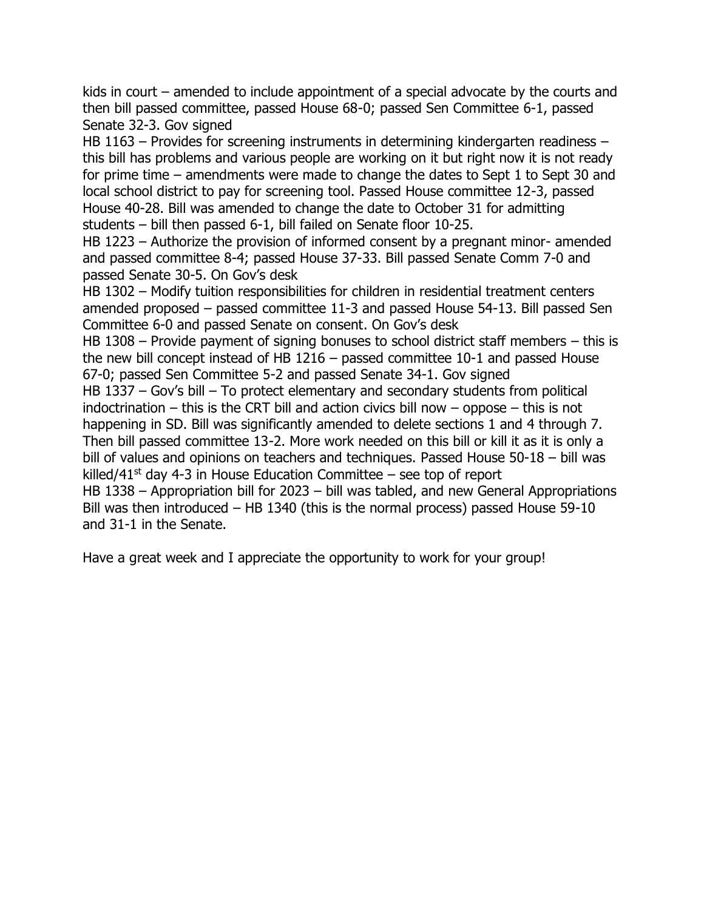kids in court – amended to include appointment of a special advocate by the courts and then bill passed committee, passed House 68-0; passed Sen Committee 6-1, passed Senate 32-3. Gov signed

HB 1163 – Provides for screening instruments in determining kindergarten readiness – this bill has problems and various people are working on it but right now it is not ready for prime time – amendments were made to change the dates to Sept 1 to Sept 30 and local school district to pay for screening tool. Passed House committee 12-3, passed House 40-28. Bill was amended to change the date to October 31 for admitting students – bill then passed 6-1, bill failed on Senate floor 10-25.

HB 1223 – Authorize the provision of informed consent by a pregnant minor- amended and passed committee 8-4; passed House 37-33. Bill passed Senate Comm 7-0 and passed Senate 30-5. On Gov's desk

HB 1302 – Modify tuition responsibilities for children in residential treatment centers amended proposed – passed committee 11-3 and passed House 54-13. Bill passed Sen Committee 6-0 and passed Senate on consent. On Gov's desk

HB 1308 – Provide payment of signing bonuses to school district staff members – this is the new bill concept instead of HB 1216 – passed committee 10-1 and passed House 67-0; passed Sen Committee 5-2 and passed Senate 34-1. Gov signed

HB 1337 – Gov's bill – To protect elementary and secondary students from political indoctrination – this is the CRT bill and action civics bill now – oppose – this is not happening in SD. Bill was significantly amended to delete sections 1 and 4 through 7. Then bill passed committee 13-2. More work needed on this bill or kill it as it is only a bill of values and opinions on teachers and techniques. Passed House 50-18 – bill was killed/41st day 4-3 in House Education Committee – see top of report

HB 1338 – Appropriation bill for 2023 – bill was tabled, and new General Appropriations Bill was then introduced – HB 1340 (this is the normal process) passed House 59-10 and 31-1 in the Senate.

Have a great week and I appreciate the opportunity to work for your group!